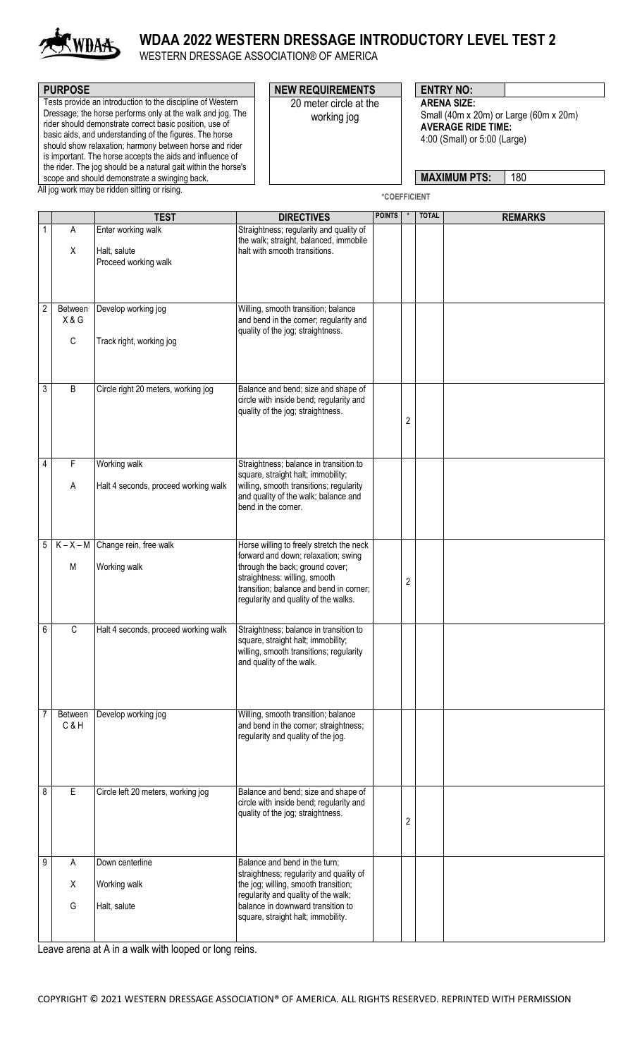# WDAA 2022 WESTERN DRESSAGE INTRODUCTORY LEVEL TEST 2

WESTERN DRESSAGE ASSOCIATION® OF AMERICA

**PURPOSE**

Tests provide an introduction to the discipline of Western Dressage; the horse performs only at the walk and jog. The rider should demonstrate correct basic position, use of basic aids, and understanding of the figures. The horse should show relaxation; harmony between horse and rider is important. The horse accepts the aids and influence of the rider. The jog should be a natural gait within the horse's scope and should demonstrate a swinging back.

All jog work may be ridden sitting or rising.

**NEW REQUIREMENTS**

20 meter circle at the working jog

**ENTRY NO:**

**ARENA SIZE:**
Small (40m x 20m) or Large (60m x 20m)

**AVERAGE RIDE TIME:**
4:00 (Small) or 5:00 (Large)

**MAXIMUM PTS:** 180

*COEFFICIENT

| | | TEST | DIRECTIVES | POINTS | * | TOTAL | REMARKS |
|---|---|---|---|---|---|---|---|
| 1 | A<br>X | Enter working walk<br>Halt, salute<br>Proceed working walk | Straightness; regularity and quality of the walk; straight, balanced, immobile halt with smooth transitions. | | | | |
| 2 | Between X & G<br>C | Develop working jog<br>Track right, working jog | Willing, smooth transition; balance and bend in the corner; regularity and quality of the jog; straightness. | | | | |
| 3 | B | Circle right 20 meters, working jog | Balance and bend; size and shape of circle with inside bend; regularity and quality of the jog; straightness. | | 2 | | |
| 4 | F<br>A | Working walk<br>Halt 4 seconds, proceed working walk | Straightness; balance in transition to square, straight halt; immobility; willing, smooth transitions; regularity and quality of the walk; balance and bend in the corner. | | | | |
| 5 | K – X – M<br>M | Change rein, free walk<br>Working walk | Horse willing to freely stretch the neck forward and down; relaxation; swing through the back; ground cover; straightness: willing, smooth transition; balance and bend in corner; regularity and quality of the walks. | | 2 | | |
| 6 | C | Halt 4 seconds, proceed working walk | Straightness; balance in transition to square, straight halt; immobility; willing, smooth transitions; regularity and quality of the walk. | | | | |
| 7 | Between C & H | Develop working jog | Willing, smooth transition; balance and bend in the corner; straightness; regularity and quality of the jog. | | | | |
| 8 | E | Circle left 20 meters, working jog | Balance and bend; size and shape of circle with inside bend; regularity and quality of the jog; straightness. | | 2 | | |
| 9 | A<br>X<br>G | Down centerline<br>Working walk<br>Halt, salute | Balance and bend in the turn; straightness; regularity and quality of the jog; willing, smooth transition; regularity and quality of the walk; balance in downward transition to square, straight halt; immobility. | | | | |

Leave arena at A in a walk with looped or long reins.

COPYRIGHT © 2021 WESTERN DRESSAGE ASSOCIATION® OF AMERICA. ALL RIGHTS RESERVED. REPRINTED WITH PERMISSION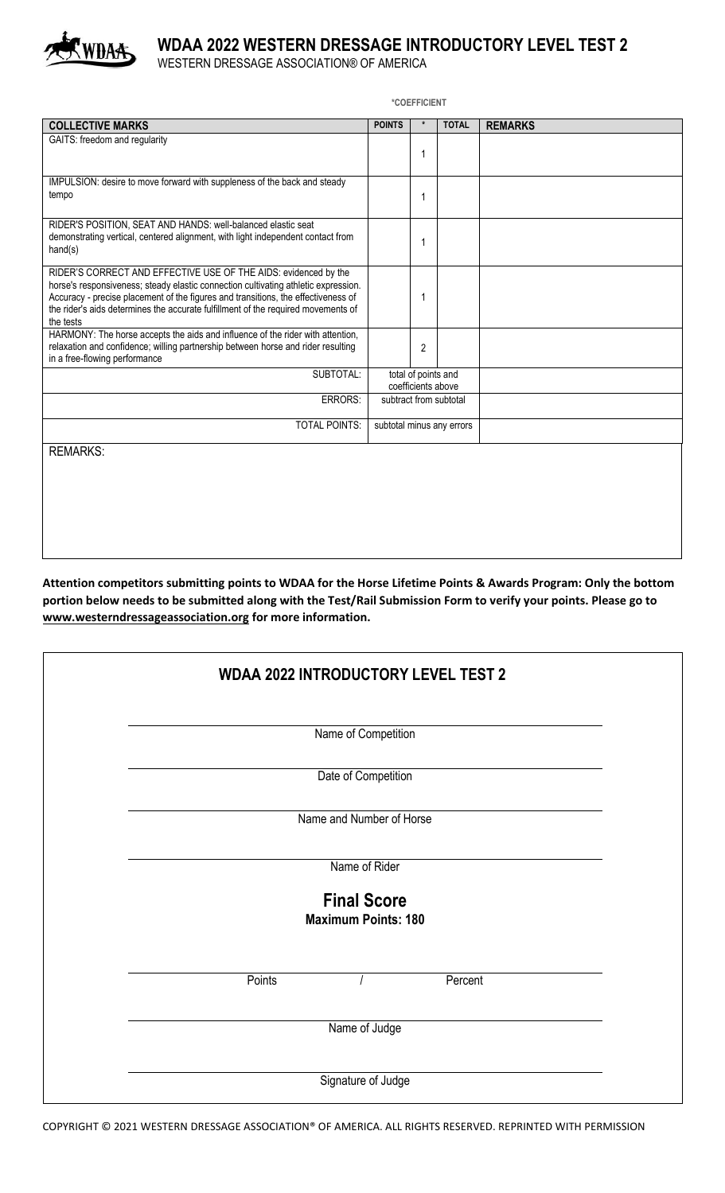# WDAA 2022 WESTERN DRESSAGE INTRODUCTORY LEVEL TEST 2

WESTERN DRESSAGE ASSOCIATION® OF AMERICA

*COEFFICIENT

| COLLECTIVE MARKS | POINTS | * | TOTAL | REMARKS |
|---|---|---|---|---|
| GAITS: freedom and regularity | | 1 | | |
| IMPULSION: desire to move forward with suppleness of the back and steady tempo | | 1 | | |
| RIDER'S POSITION, SEAT AND HANDS: well-balanced elastic seat demonstrating vertical, centered alignment, with light independent contact from hand(s) | | 1 | | |
| RIDER'S CORRECT AND EFFECTIVE USE OF THE AIDS: evidenced by the horse's responsiveness; steady elastic connection cultivating athletic expression. Accuracy - precise placement of the figures and transitions, the effectiveness of the rider's aids determines the accurate fulfillment of the required movements of the tests | | 1 | | |
| HARMONY: The horse accepts the aids and influence of the rider with attention, relaxation and confidence; willing partnership between horse and rider resulting in a free-flowing performance | | 2 | | |
| SUBTOTAL: | total of points and coefficients above | | | |
| ERRORS: | subtract from subtotal | | | |
| TOTAL POINTS: | subtotal minus any errors | | | |

REMARKS:

**Attention competitors submitting points to WDAA for the Horse Lifetime Points & Awards Program: Only the bottom portion below needs to be submitted along with the Test/Rail Submission Form to verify your points. Please go to www.westerndressageassociation.org for more information.**

## WDAA 2022 INTRODUCTORY LEVEL TEST 2

Name of Competition

Date of Competition

Name and Number of Horse

Name of Rider

**Final Score**

**Maximum Points: 180**

Points / Percent

Name of Judge

Signature of Judge

COPYRIGHT © 2021 WESTERN DRESSAGE ASSOCIATION® OF AMERICA. ALL RIGHTS RESERVED. REPRINTED WITH PERMISSION